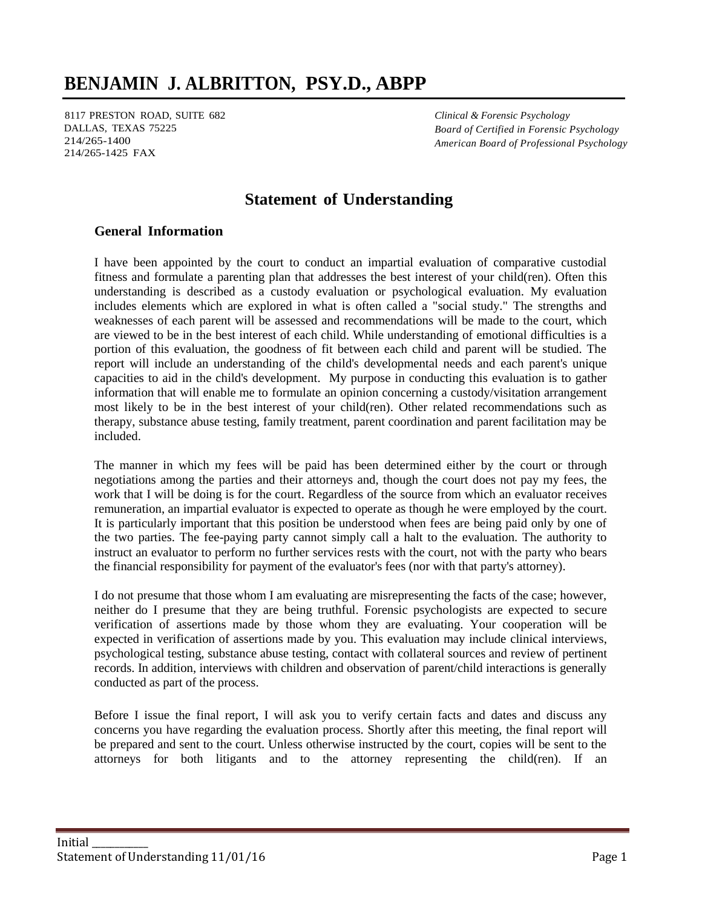# BENJAMIN J. ALBRITTON, PSY.D., ABPP

8117 PRESTON ROAD, SUITE 682
DALLAS, TEXAS 75225
214/265-1400
214/265-1425 FAX

*Clinical & Forensic Psychology*
*Board of Certified in Forensic Psychology*
*American Board of Professional Psychology*

## Statement of Understanding

### General Information

I have been appointed by the court to conduct an impartial evaluation of comparative custodial fitness and formulate a parenting plan that addresses the best interest of your child(ren). Often this understanding is described as a custody evaluation or psychological evaluation. My evaluation includes elements which are explored in what is often called a "social study." The strengths and weaknesses of each parent will be assessed and recommendations will be made to the court, which are viewed to be in the best interest of each child. While understanding of emotional difficulties is a portion of this evaluation, the goodness of fit between each child and parent will be studied. The report will include an understanding of the child's developmental needs and each parent's unique capacities to aid in the child's development. My purpose in conducting this evaluation is to gather information that will enable me to formulate an opinion concerning a custody/visitation arrangement most likely to be in the best interest of your child(ren). Other related recommendations such as therapy, substance abuse testing, family treatment, parent coordination and parent facilitation may be included.

The manner in which my fees will be paid has been determined either by the court or through negotiations among the parties and their attorneys and, though the court does not pay my fees, the work that I will be doing is for the court. Regardless of the source from which an evaluator receives remuneration, an impartial evaluator is expected to operate as though he were employed by the court. It is particularly important that this position be understood when fees are being paid only by one of the two parties. The fee-paying party cannot simply call a halt to the evaluation. The authority to instruct an evaluator to perform no further services rests with the court, not with the party who bears the financial responsibility for payment of the evaluator's fees (nor with that party's attorney).

I do not presume that those whom I am evaluating are misrepresenting the facts of the case; however, neither do I presume that they are being truthful. Forensic psychologists are expected to secure verification of assertions made by those whom they are evaluating. Your cooperation will be expected in verification of assertions made by you. This evaluation may include clinical interviews, psychological testing, substance abuse testing, contact with collateral sources and review of pertinent records. In addition, interviews with children and observation of parent/child interactions is generally conducted as part of the process.

Before I issue the final report, I will ask you to verify certain facts and dates and discuss any concerns you have regarding the evaluation process. Shortly after this meeting, the final report will be prepared and sent to the court. Unless otherwise instructed by the court, copies will be sent to the attorneys for both litigants and to the attorney representing the child(ren). If an

Initial __________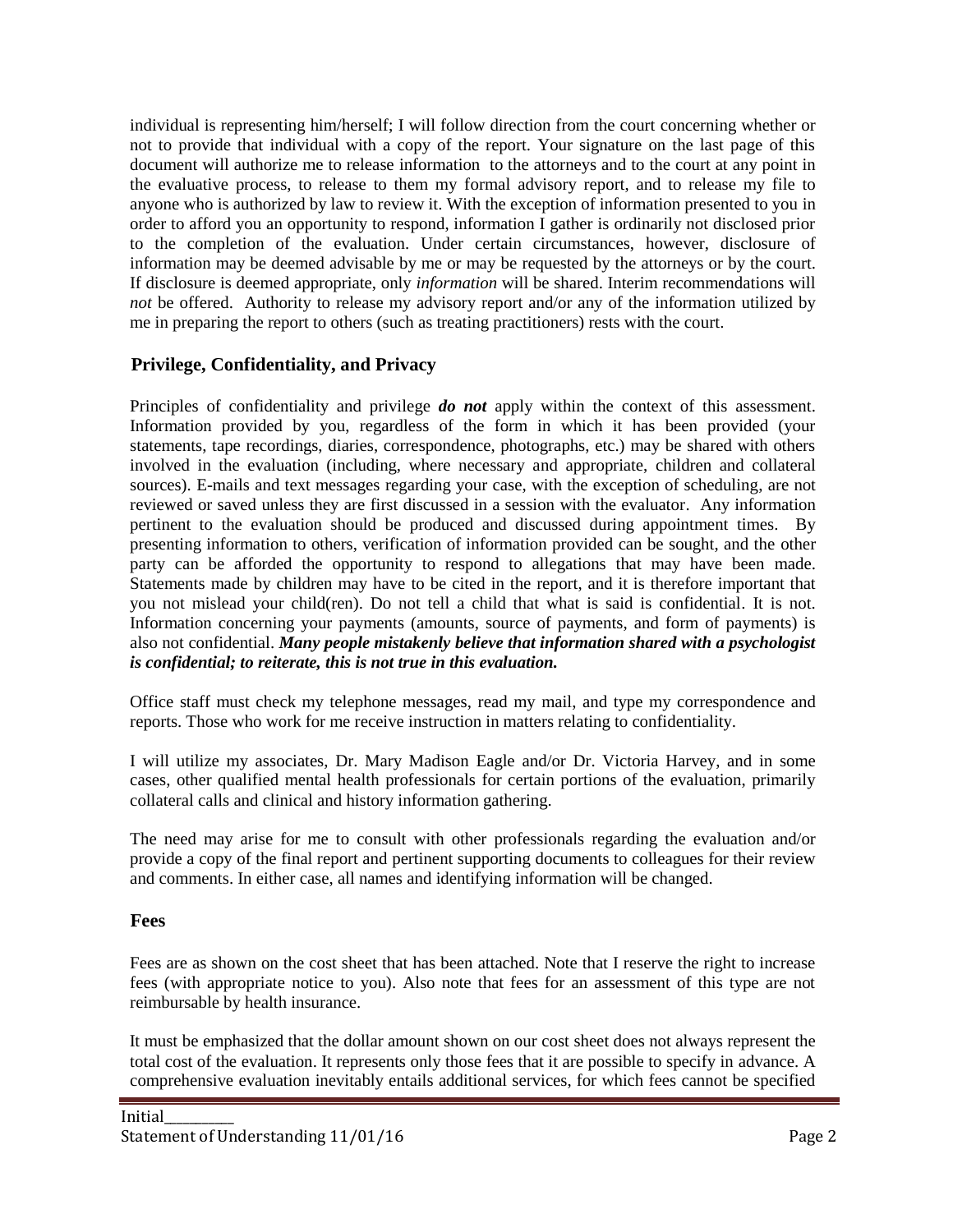individual is representing him/herself; I will follow direction from the court concerning whether or not to provide that individual with a copy of the report. Your signature on the last page of this document will authorize me to release information to the attorneys and to the court at any point in the evaluative process, to release to them my formal advisory report, and to release my file to anyone who is authorized by law to review it. With the exception of information presented to you in order to afford you an opportunity to respond, information I gather is ordinarily not disclosed prior to the completion of the evaluation. Under certain circumstances, however, disclosure of information may be deemed advisable by me or may be requested by the attorneys or by the court. If disclosure is deemed appropriate, only *information* will be shared. Interim recommendations will *not* be offered. Authority to release my advisory report and/or any of the information utilized by me in preparing the report to others (such as treating practitioners) rests with the court.

## Privilege, Confidentiality, and Privacy

Principles of confidentiality and privilege ***do not*** apply within the context of this assessment. Information provided by you, regardless of the form in which it has been provided (your statements, tape recordings, diaries, correspondence, photographs, etc.) may be shared with others involved in the evaluation (including, where necessary and appropriate, children and collateral sources). E-mails and text messages regarding your case, with the exception of scheduling, are not reviewed or saved unless they are first discussed in a session with the evaluator. Any information pertinent to the evaluation should be produced and discussed during appointment times. By presenting information to others, verification of information provided can be sought, and the other party can be afforded the opportunity to respond to allegations that may have been made. Statements made by children may have to be cited in the report, and it is therefore important that you not mislead your child(ren). Do not tell a child that what is said is confidential. It is not. Information concerning your payments (amounts, source of payments, and form of payments) is also not confidential. ***Many people mistakenly believe that information shared with a psychologist is confidential; to reiterate, this is not true in this evaluation.***

Office staff must check my telephone messages, read my mail, and type my correspondence and reports. Those who work for me receive instruction in matters relating to confidentiality.

I will utilize my associates, Dr. Mary Madison Eagle and/or Dr. Victoria Harvey, and in some cases, other qualified mental health professionals for certain portions of the evaluation, primarily collateral calls and clinical and history information gathering.

The need may arise for me to consult with other professionals regarding the evaluation and/or provide a copy of the final report and pertinent supporting documents to colleagues for their review and comments. In either case, all names and identifying information will be changed.

## Fees

Fees are as shown on the cost sheet that has been attached. Note that I reserve the right to increase fees (with appropriate notice to you). Also note that fees for an assessment of this type are not reimbursable by health insurance.

It must be emphasized that the dollar amount shown on our cost sheet does not always represent the total cost of the evaluation. It represents only those fees that it are possible to specify in advance. A comprehensive evaluation inevitably entails additional services, for which fees cannot be specified

Initial_________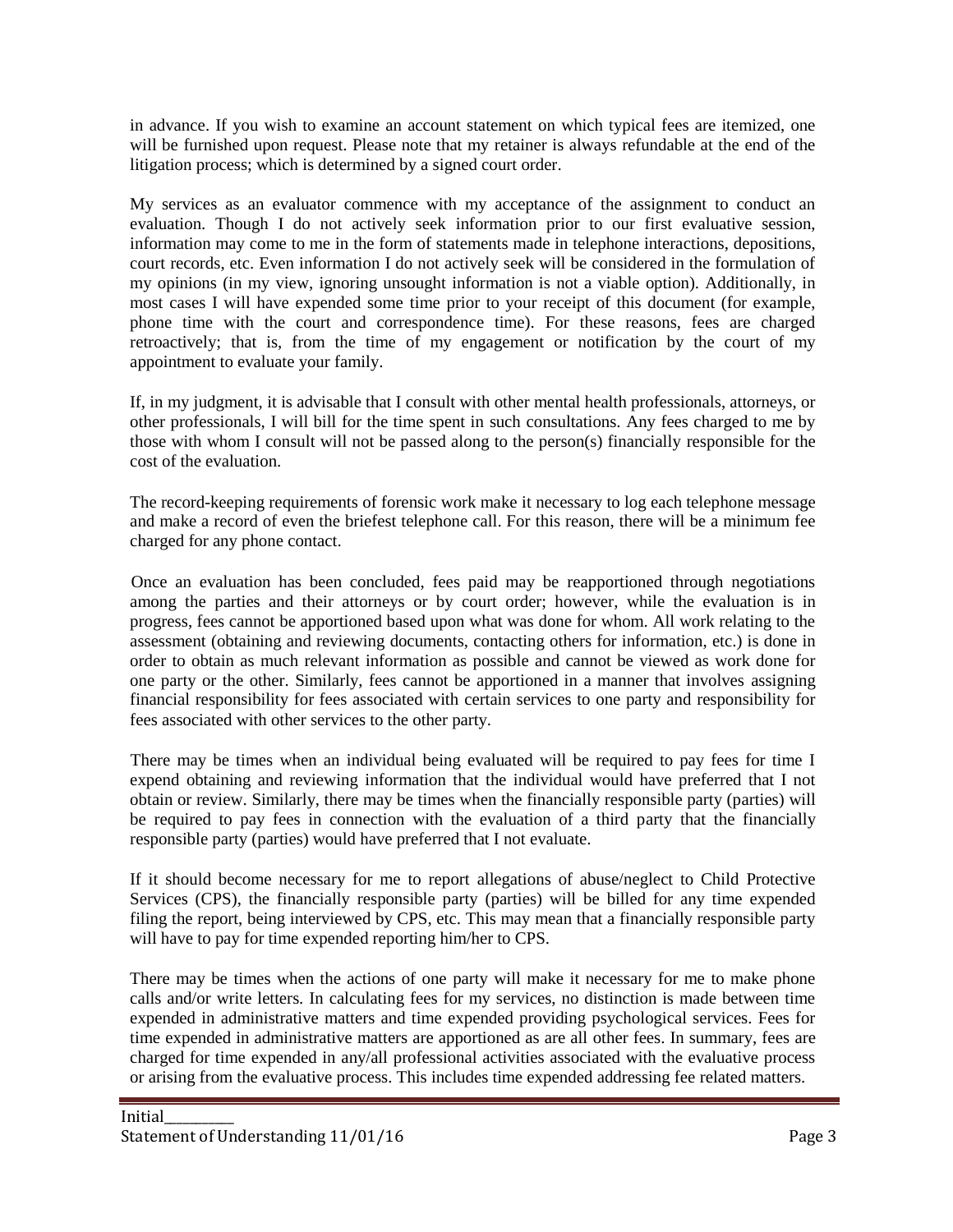in advance. If you wish to examine an account statement on which typical fees are itemized, one will be furnished upon request. Please note that my retainer is always refundable at the end of the litigation process; which is determined by a signed court order.

My services as an evaluator commence with my acceptance of the assignment to conduct an evaluation. Though I do not actively seek information prior to our first evaluative session, information may come to me in the form of statements made in telephone interactions, depositions, court records, etc. Even information I do not actively seek will be considered in the formulation of my opinions (in my view, ignoring unsought information is not a viable option). Additionally, in most cases I will have expended some time prior to your receipt of this document (for example, phone time with the court and correspondence time). For these reasons, fees are charged retroactively; that is, from the time of my engagement or notification by the court of my appointment to evaluate your family.

If, in my judgment, it is advisable that I consult with other mental health professionals, attorneys, or other professionals, I will bill for the time spent in such consultations. Any fees charged to me by those with whom I consult will not be passed along to the person(s) financially responsible for the cost of the evaluation.

The record-keeping requirements of forensic work make it necessary to log each telephone message and make a record of even the briefest telephone call. For this reason, there will be a minimum fee charged for any phone contact.

Once an evaluation has been concluded, fees paid may be reapportioned through negotiations among the parties and their attorneys or by court order; however, while the evaluation is in progress, fees cannot be apportioned based upon what was done for whom. All work relating to the assessment (obtaining and reviewing documents, contacting others for information, etc.) is done in order to obtain as much relevant information as possible and cannot be viewed as work done for one party or the other. Similarly, fees cannot be apportioned in a manner that involves assigning financial responsibility for fees associated with certain services to one party and responsibility for fees associated with other services to the other party.

There may be times when an individual being evaluated will be required to pay fees for time I expend obtaining and reviewing information that the individual would have preferred that I not obtain or review. Similarly, there may be times when the financially responsible party (parties) will be required to pay fees in connection with the evaluation of a third party that the financially responsible party (parties) would have preferred that I not evaluate.

If it should become necessary for me to report allegations of abuse/neglect to Child Protective Services (CPS), the financially responsible party (parties) will be billed for any time expended filing the report, being interviewed by CPS, etc. This may mean that a financially responsible party will have to pay for time expended reporting him/her to CPS.

There may be times when the actions of one party will make it necessary for me to make phone calls and/or write letters. In calculating fees for my services, no distinction is made between time expended in administrative matters and time expended providing psychological services. Fees for time expended in administrative matters are apportioned as are all other fees. In summary, fees are charged for time expended in any/all professional activities associated with the evaluative process or arising from the evaluative process. This includes time expended addressing fee related matters.

Initial__________
Statement of Understanding 11/01/16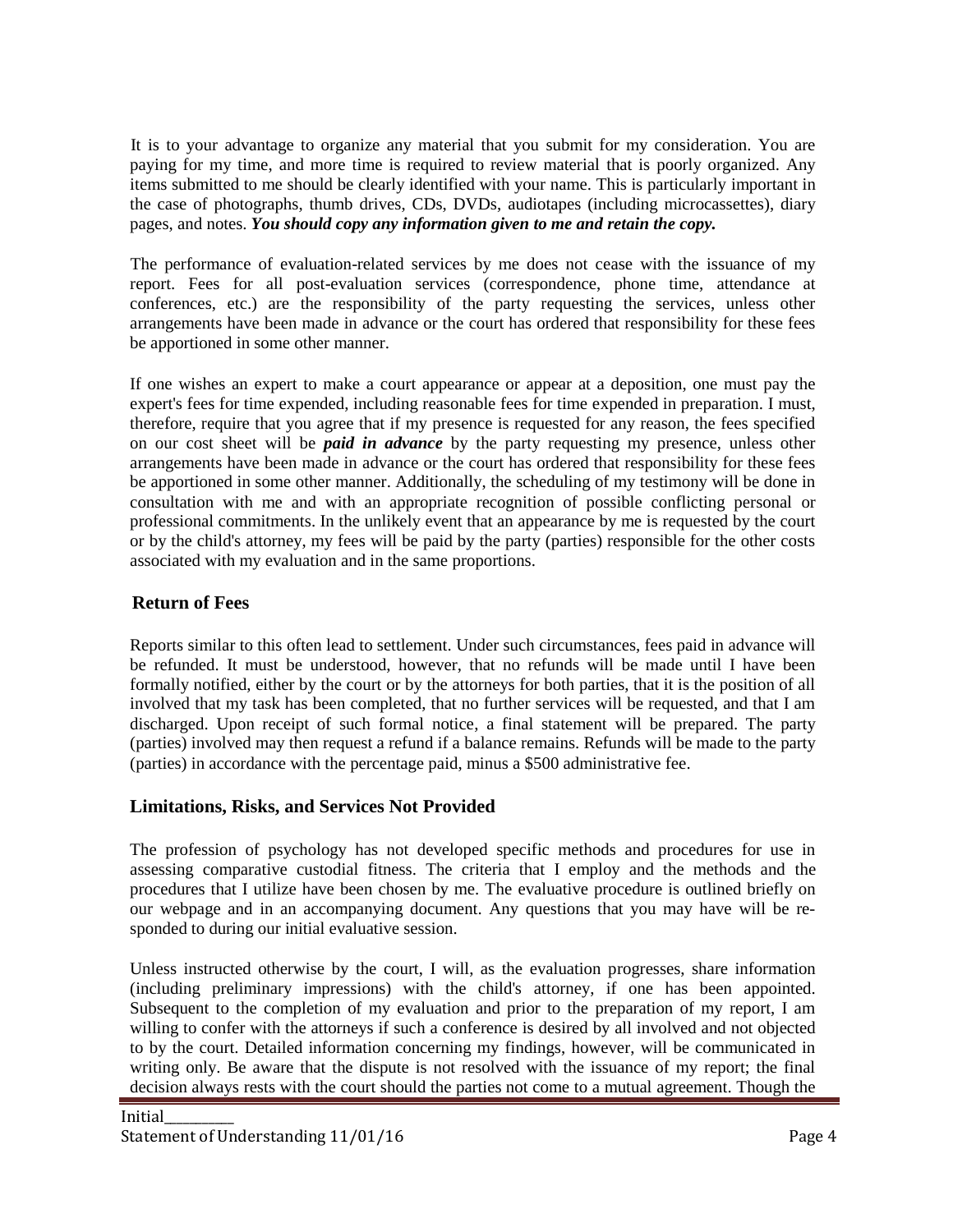It is to your advantage to organize any material that you submit for my consideration. You are paying for my time, and more time is required to review material that is poorly organized. Any items submitted to me should be clearly identified with your name. This is particularly important in the case of photographs, thumb drives, CDs, DVDs, audiotapes (including microcassettes), diary pages, and notes. ***You should copy any information given to me and retain the copy.***

The performance of evaluation-related services by me does not cease with the issuance of my report. Fees for all post-evaluation services (correspondence, phone time, attendance at conferences, etc.) are the responsibility of the party requesting the services, unless other arrangements have been made in advance or the court has ordered that responsibility for these fees be apportioned in some other manner.

If one wishes an expert to make a court appearance or appear at a deposition, one must pay the expert's fees for time expended, including reasonable fees for time expended in preparation. I must, therefore, require that you agree that if my presence is requested for any reason, the fees specified on our cost sheet will be ***paid in advance*** by the party requesting my presence, unless other arrangements have been made in advance or the court has ordered that responsibility for these fees be apportioned in some other manner. Additionally, the scheduling of my testimony will be done in consultation with me and with an appropriate recognition of possible conflicting personal or professional commitments. In the unlikely event that an appearance by me is requested by the court or by the child's attorney, my fees will be paid by the party (parties) responsible for the other costs associated with my evaluation and in the same proportions.

## Return of Fees

Reports similar to this often lead to settlement. Under such circumstances, fees paid in advance will be refunded. It must be understood, however, that no refunds will be made until I have been formally notified, either by the court or by the attorneys for both parties, that it is the position of all involved that my task has been completed, that no further services will be requested, and that I am discharged. Upon receipt of such formal notice, a final statement will be prepared. The party (parties) involved may then request a refund if a balance remains. Refunds will be made to the party (parties) in accordance with the percentage paid, minus a $500 administrative fee.

## Limitations, Risks, and Services Not Provided

The profession of psychology has not developed specific methods and procedures for use in assessing comparative custodial fitness. The criteria that I employ and the methods and the procedures that I utilize have been chosen by me. The evaluative procedure is outlined briefly on our webpage and in an accompanying document. Any questions that you may have will be responded to during our initial evaluative session.

Unless instructed otherwise by the court, I will, as the evaluation progresses, share information (including preliminary impressions) with the child's attorney, if one has been appointed. Subsequent to the completion of my evaluation and prior to the preparation of my report, I am willing to confer with the attorneys if such a conference is desired by all involved and not objected to by the court. Detailed information concerning my findings, however, will be communicated in writing only. Be aware that the dispute is not resolved with the issuance of my report; the final decision always rests with the court should the parties not come to a mutual agreement. Though the

Initial_________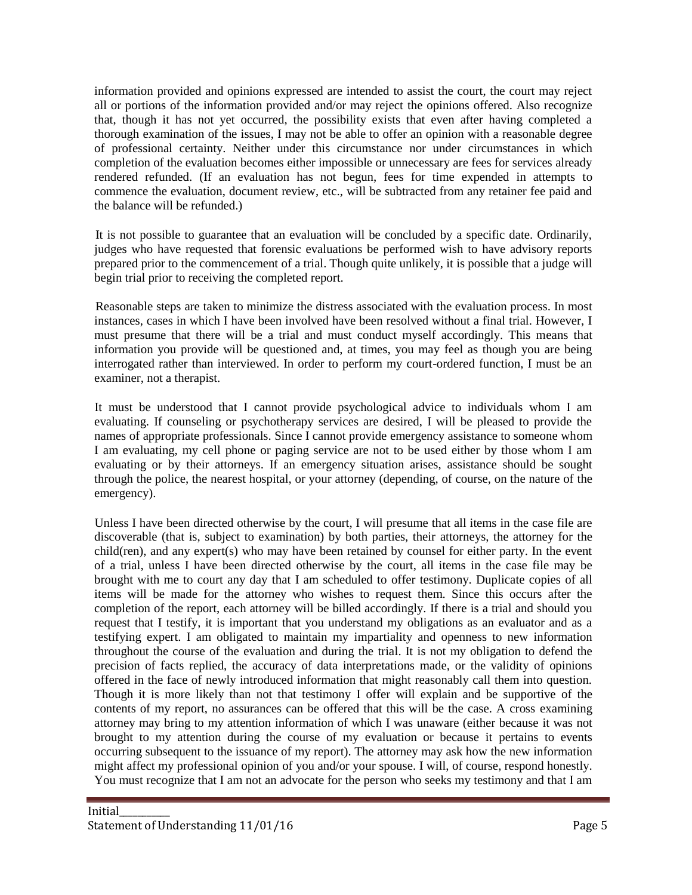information provided and opinions expressed are intended to assist the court, the court may reject all or portions of the information provided and/or may reject the opinions offered. Also recognize that, though it has not yet occurred, the possibility exists that even after having completed a thorough examination of the issues, I may not be able to offer an opinion with a reasonable degree of professional certainty. Neither under this circumstance nor under circumstances in which completion of the evaluation becomes either impossible or unnecessary are fees for services already rendered refunded. (If an evaluation has not begun, fees for time expended in attempts to commence the evaluation, document review, etc., will be subtracted from any retainer fee paid and the balance will be refunded.)

It is not possible to guarantee that an evaluation will be concluded by a specific date. Ordinarily, judges who have requested that forensic evaluations be performed wish to have advisory reports prepared prior to the commencement of a trial. Though quite unlikely, it is possible that a judge will begin trial prior to receiving the completed report.

Reasonable steps are taken to minimize the distress associated with the evaluation process. In most instances, cases in which I have been involved have been resolved without a final trial. However, I must presume that there will be a trial and must conduct myself accordingly. This means that information you provide will be questioned and, at times, you may feel as though you are being interrogated rather than interviewed. In order to perform my court-ordered function, I must be an examiner, not a therapist.

It must be understood that I cannot provide psychological advice to individuals whom I am evaluating. If counseling or psychotherapy services are desired, I will be pleased to provide the names of appropriate professionals. Since I cannot provide emergency assistance to someone whom I am evaluating, my cell phone or paging service are not to be used either by those whom I am evaluating or by their attorneys. If an emergency situation arises, assistance should be sought through the police, the nearest hospital, or your attorney (depending, of course, on the nature of the emergency).

Unless I have been directed otherwise by the court, I will presume that all items in the case file are discoverable (that is, subject to examination) by both parties, their attorneys, the attorney for the child(ren), and any expert(s) who may have been retained by counsel for either party. In the event of a trial, unless I have been directed otherwise by the court, all items in the case file may be brought with me to court any day that I am scheduled to offer testimony. Duplicate copies of all items will be made for the attorney who wishes to request them. Since this occurs after the completion of the report, each attorney will be billed accordingly. If there is a trial and should you request that I testify, it is important that you understand my obligations as an evaluator and as a testifying expert. I am obligated to maintain my impartiality and openness to new information throughout the course of the evaluation and during the trial. It is not my obligation to defend the precision of facts replied, the accuracy of data interpretations made, or the validity of opinions offered in the face of newly introduced information that might reasonably call them into question. Though it is more likely than not that testimony I offer will explain and be supportive of the contents of my report, no assurances can be offered that this will be the case. A cross examining attorney may bring to my attention information of which I was unaware (either because it was not brought to my attention during the course of my evaluation or because it pertains to events occurring subsequent to the issuance of my report). The attorney may ask how the new information might affect my professional opinion of you and/or your spouse. I will, of course, respond honestly. You must recognize that I am not an advocate for the person who seeks my testimony and that I am

Initial\_\_\_\_\_\_\_\_\_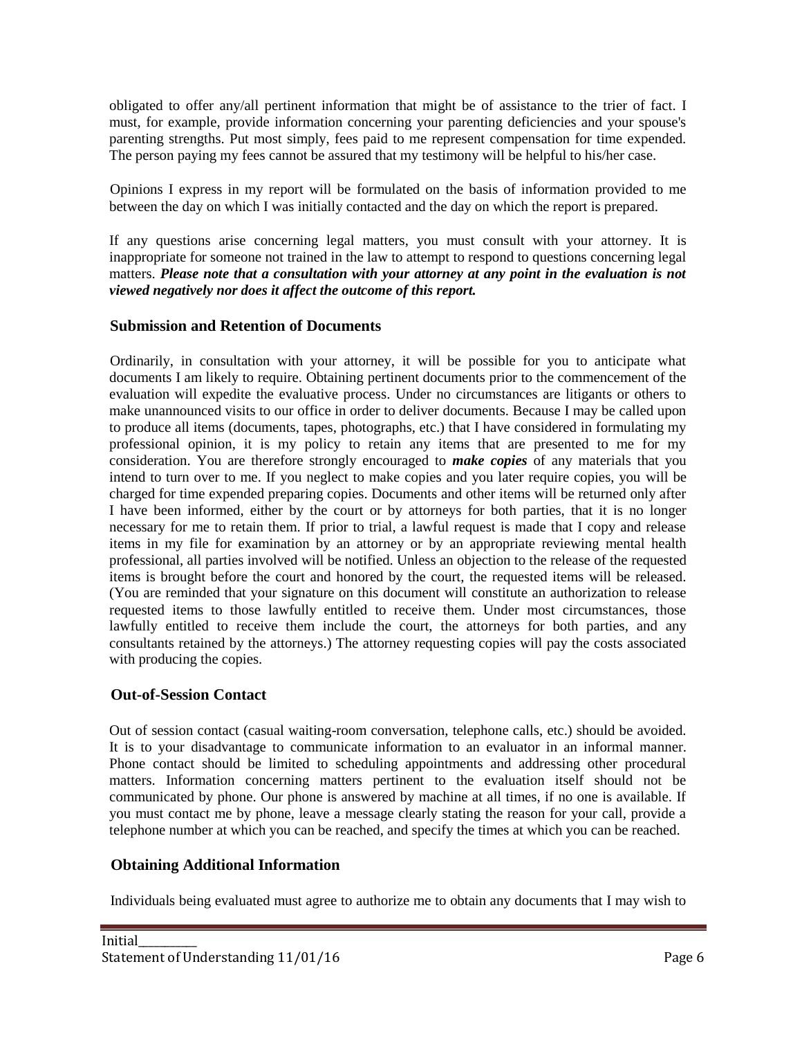obligated to offer any/all pertinent information that might be of assistance to the trier of fact. I must, for example, provide information concerning your parenting deficiencies and your spouse's parenting strengths. Put most simply, fees paid to me represent compensation for time expended. The person paying my fees cannot be assured that my testimony will be helpful to his/her case.

Opinions I express in my report will be formulated on the basis of information provided to me between the day on which I was initially contacted and the day on which the report is prepared.

If any questions arise concerning legal matters, you must consult with your attorney. It is inappropriate for someone not trained in the law to attempt to respond to questions concerning legal matters. ***Please note that a consultation with your attorney at any point in the evaluation is not viewed negatively nor does it affect the outcome of this report.***

## Submission and Retention of Documents

Ordinarily, in consultation with your attorney, it will be possible for you to anticipate what documents I am likely to require. Obtaining pertinent documents prior to the commencement of the evaluation will expedite the evaluative process. Under no circumstances are litigants or others to make unannounced visits to our office in order to deliver documents. Because I may be called upon to produce all items (documents, tapes, photographs, etc.) that I have considered in formulating my professional opinion, it is my policy to retain any items that are presented to me for my consideration. You are therefore strongly encouraged to ***make copies*** of any materials that you intend to turn over to me. If you neglect to make copies and you later require copies, you will be charged for time expended preparing copies. Documents and other items will be returned only after I have been informed, either by the court or by attorneys for both parties, that it is no longer necessary for me to retain them. If prior to trial, a lawful request is made that I copy and release items in my file for examination by an attorney or by an appropriate reviewing mental health professional, all parties involved will be notified. Unless an objection to the release of the requested items is brought before the court and honored by the court, the requested items will be released. (You are reminded that your signature on this document will constitute an authorization to release requested items to those lawfully entitled to receive them. Under most circumstances, those lawfully entitled to receive them include the court, the attorneys for both parties, and any consultants retained by the attorneys.) The attorney requesting copies will pay the costs associated with producing the copies.

## Out-of-Session Contact

Out of session contact (casual waiting-room conversation, telephone calls, etc.) should be avoided. It is to your disadvantage to communicate information to an evaluator in an informal manner. Phone contact should be limited to scheduling appointments and addressing other procedural matters. Information concerning matters pertinent to the evaluation itself should not be communicated by phone. Our phone is answered by machine at all times, if no one is available. If you must contact me by phone, leave a message clearly stating the reason for your call, provide a telephone number at which you can be reached, and specify the times at which you can be reached.

## Obtaining Additional Information

Individuals being evaluated must agree to authorize me to obtain any documents that I may wish to

Initial\_\_\_\_\_\_\_\_\_\_
Statement of Understanding 11/01/16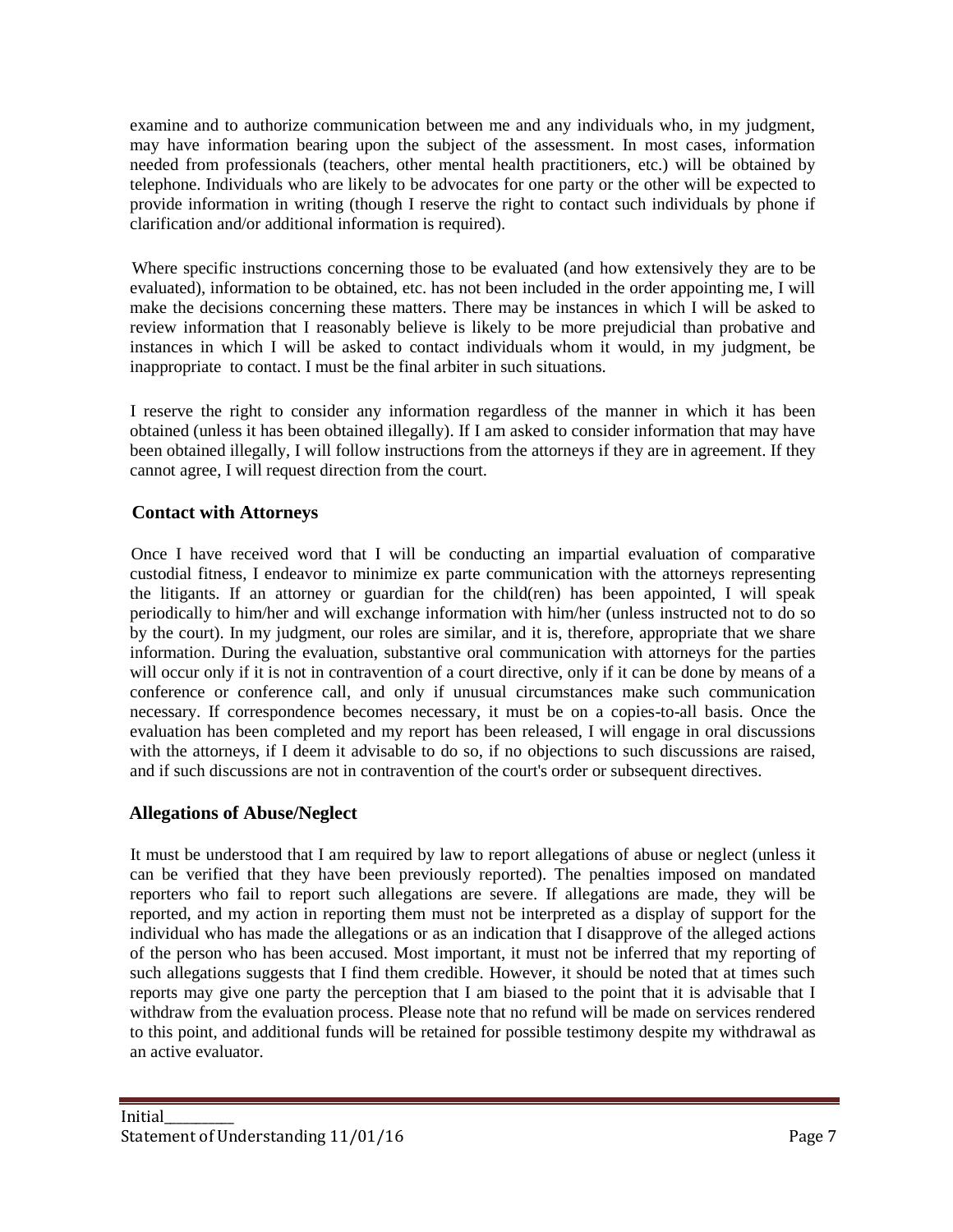examine and to authorize communication between me and any individuals who, in my judgment, may have information bearing upon the subject of the assessment. In most cases, information needed from professionals (teachers, other mental health practitioners, etc.) will be obtained by telephone. Individuals who are likely to be advocates for one party or the other will be expected to provide information in writing (though I reserve the right to contact such individuals by phone if clarification and/or additional information is required).

Where specific instructions concerning those to be evaluated (and how extensively they are to be evaluated), information to be obtained, etc. has not been included in the order appointing me, I will make the decisions concerning these matters. There may be instances in which I will be asked to review information that I reasonably believe is likely to be more prejudicial than probative and instances in which I will be asked to contact individuals whom it would, in my judgment, be inappropriate to contact. I must be the final arbiter in such situations.

I reserve the right to consider any information regardless of the manner in which it has been obtained (unless it has been obtained illegally). If I am asked to consider information that may have been obtained illegally, I will follow instructions from the attorneys if they are in agreement. If they cannot agree, I will request direction from the court.

## Contact with Attorneys

Once I have received word that I will be conducting an impartial evaluation of comparative custodial fitness, I endeavor to minimize ex parte communication with the attorneys representing the litigants. If an attorney or guardian for the child(ren) has been appointed, I will speak periodically to him/her and will exchange information with him/her (unless instructed not to do so by the court). In my judgment, our roles are similar, and it is, therefore, appropriate that we share information. During the evaluation, substantive oral communication with attorneys for the parties will occur only if it is not in contravention of a court directive, only if it can be done by means of a conference or conference call, and only if unusual circumstances make such communication necessary. If correspondence becomes necessary, it must be on a copies-to-all basis. Once the evaluation has been completed and my report has been released, I will engage in oral discussions with the attorneys, if I deem it advisable to do so, if no objections to such discussions are raised, and if such discussions are not in contravention of the court's order or subsequent directives.

## Allegations of Abuse/Neglect

It must be understood that I am required by law to report allegations of abuse or neglect (unless it can be verified that they have been previously reported). The penalties imposed on mandated reporters who fail to report such allegations are severe. If allegations are made, they will be reported, and my action in reporting them must not be interpreted as a display of support for the individual who has made the allegations or as an indication that I disapprove of the alleged actions of the person who has been accused. Most important, it must not be inferred that my reporting of such allegations suggests that I find them credible. However, it should be noted that at times such reports may give one party the perception that I am biased to the point that it is advisable that I withdraw from the evaluation process. Please note that no refund will be made on services rendered to this point, and additional funds will be retained for possible testimony despite my withdrawal as an active evaluator.

Initial_________
Statement of Understanding 11/01/16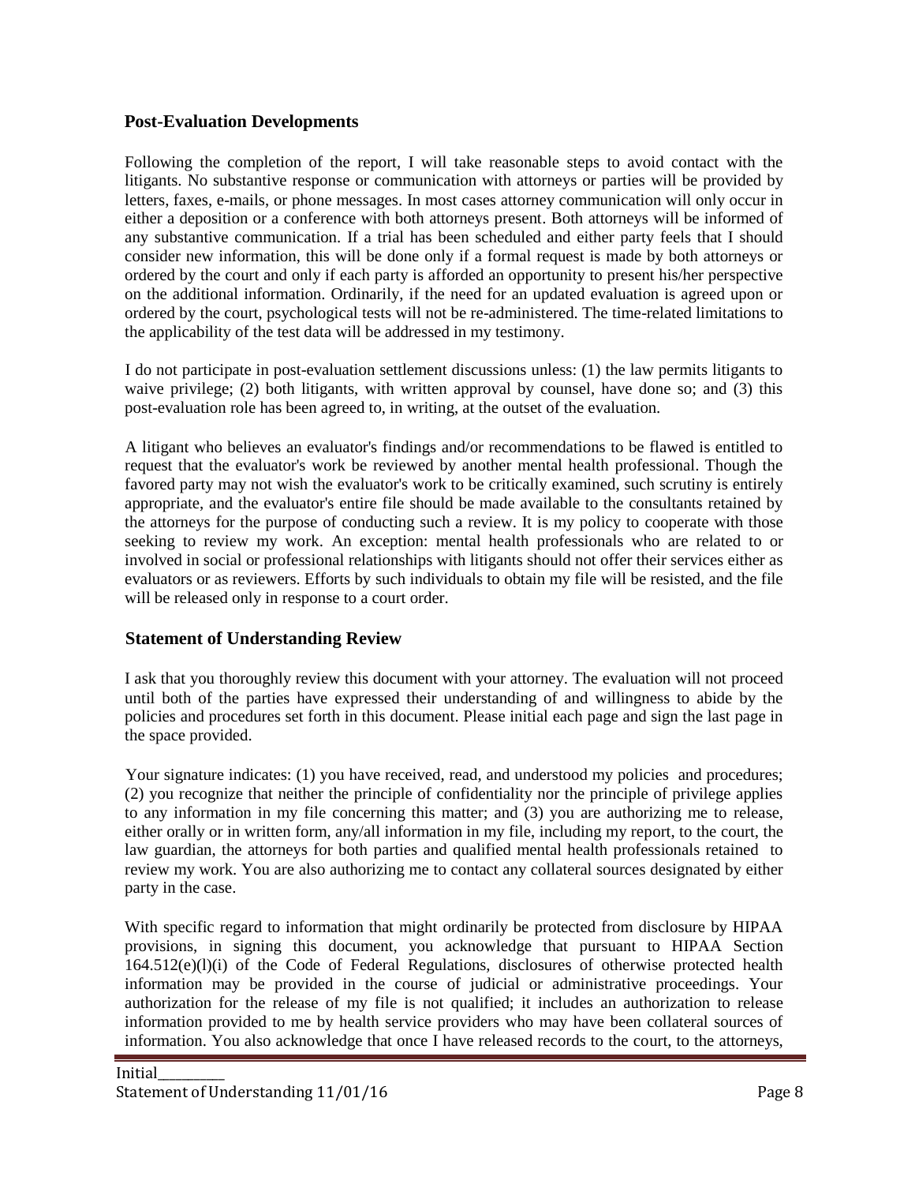## Post-Evaluation Developments

Following the completion of the report, I will take reasonable steps to avoid contact with the litigants. No substantive response or communication with attorneys or parties will be provided by letters, faxes, e-mails, or phone messages. In most cases attorney communication will only occur in either a deposition or a conference with both attorneys present. Both attorneys will be informed of any substantive communication. If a trial has been scheduled and either party feels that I should consider new information, this will be done only if a formal request is made by both attorneys or ordered by the court and only if each party is afforded an opportunity to present his/her perspective on the additional information. Ordinarily, if the need for an updated evaluation is agreed upon or ordered by the court, psychological tests will not be re-administered. The time-related limitations to the applicability of the test data will be addressed in my testimony.

I do not participate in post-evaluation settlement discussions unless: (1) the law permits litigants to waive privilege; (2) both litigants, with written approval by counsel, have done so; and (3) this post-evaluation role has been agreed to, in writing, at the outset of the evaluation.

A litigant who believes an evaluator's findings and/or recommendations to be flawed is entitled to request that the evaluator's work be reviewed by another mental health professional. Though the favored party may not wish the evaluator's work to be critically examined, such scrutiny is entirely appropriate, and the evaluator's entire file should be made available to the consultants retained by the attorneys for the purpose of conducting such a review. It is my policy to cooperate with those seeking to review my work. An exception: mental health professionals who are related to or involved in social or professional relationships with litigants should not offer their services either as evaluators or as reviewers. Efforts by such individuals to obtain my file will be resisted, and the file will be released only in response to a court order.

## Statement of Understanding Review

I ask that you thoroughly review this document with your attorney. The evaluation will not proceed until both of the parties have expressed their understanding of and willingness to abide by the policies and procedures set forth in this document. Please initial each page and sign the last page in the space provided.

Your signature indicates: (1) you have received, read, and understood my policies and procedures; (2) you recognize that neither the principle of confidentiality nor the principle of privilege applies to any information in my file concerning this matter; and (3) you are authorizing me to release, either orally or in written form, any/all information in my file, including my report, to the court, the law guardian, the attorneys for both parties and qualified mental health professionals retained to review my work. You are also authorizing me to contact any collateral sources designated by either party in the case.

With specific regard to information that might ordinarily be protected from disclosure by HIPAA provisions, in signing this document, you acknowledge that pursuant to HIPAA Section 164.512(e)(l)(i) of the Code of Federal Regulations, disclosures of otherwise protected health information may be provided in the course of judicial or administrative proceedings. Your authorization for the release of my file is not qualified; it includes an authorization to release information provided to me by health service providers who may have been collateral sources of information. You also acknowledge that once I have released records to the court, to the attorneys,

Initial_________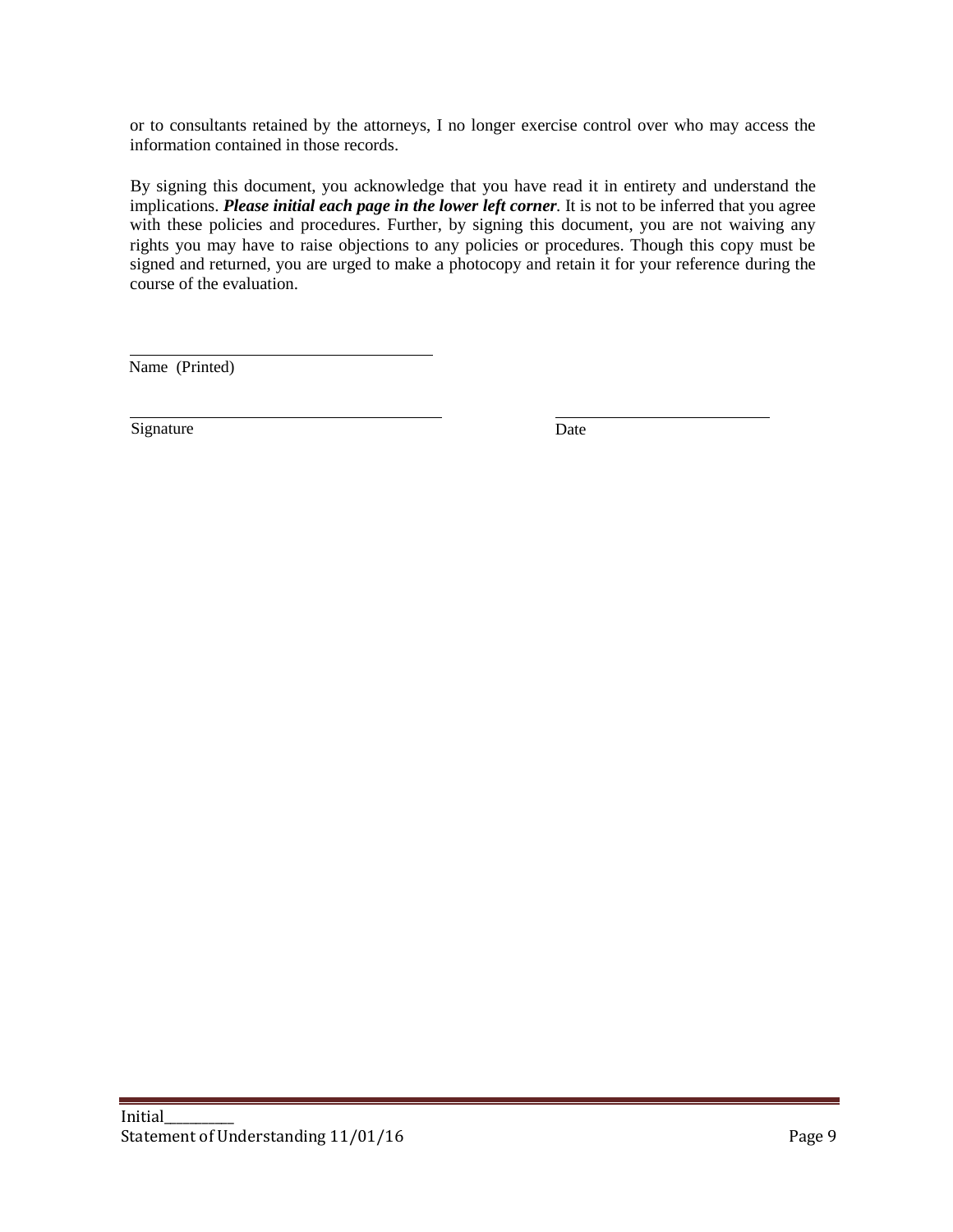or to consultants retained by the attorneys, I no longer exercise control over who may access the information contained in those records.

By signing this document, you acknowledge that you have read it in entirety and understand the implications. ***Please initial each page in the lower left corner***. It is not to be inferred that you agree with these policies and procedures. Further, by signing this document, you are not waiving any rights you may have to raise objections to any policies or procedures. Though this copy must be signed and returned, you are urged to make a photocopy and retain it for your reference during the course of the evaluation.

\_\_\_\_\_\_\_\_\_\_\_\_\_\_\_\_\_\_\_\_\_\_\_\_\_\_\_\_\_\_\_\_\_\_\_\_
Name (Printed)

\_\_\_\_\_\_\_\_\_\_\_\_\_\_\_\_\_\_\_\_\_\_\_\_\_\_\_\_\_\_\_\_\_\_\_\_\_\_ \_\_\_\_\_\_\_\_\_\_\_\_\_\_\_\_\_\_\_\_\_\_\_\_\_\_
Signature Date

Initial\_\_\_\_\_\_\_\_\_\_